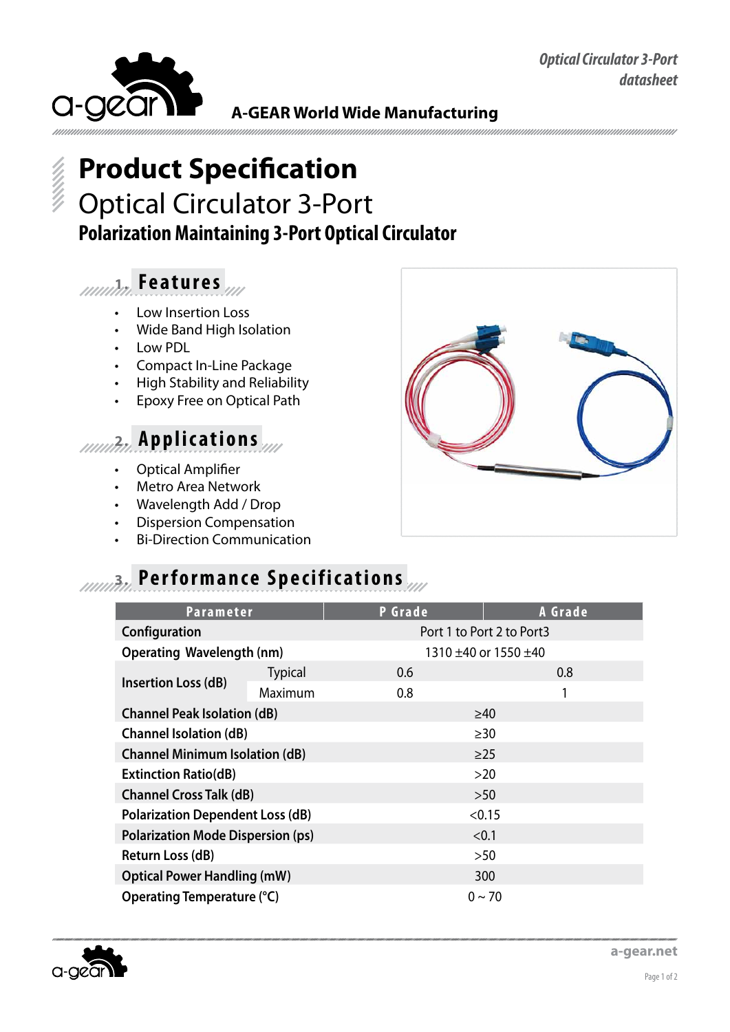# Product Specification

## Optical Circulator 3-Port

### Polarization Maintaining 3-Port Optical Circulator

## 1. Features

- Low Insertion Loss
- Wide Band High Isolation
- Low PDL
- Compact In-Line Package
- High Stability and Reliability
- Epoxy Free on Optical Path

## 2. Applications

- Optical Amplifier
- Metro Area Network
- Wavelength Add / Drop
- Dispersion Compensation
- Bi-Direction Communication

## 3. Performance Specifications

| Parameter | | P Grade | A Grade |
|---|---|---|---|
| Configuration | | Port 1 to Port 2 to Port3 | |
| Operating Wavelength (nm) | | 1310 ±40 or 1550 ±40 | |
| Insertion Loss (dB) | Typical | 0.6 | 0.8 |
| | Maximum | 0.8 | 1 |
| Channel Peak Isolation (dB) | | ≥40 | |
| Channel Isolation (dB) | | ≥30 | |
| Channel Minimum Isolation (dB) | | ≥25 | |
| Extinction Ratio(dB) | | >20 | |
| Channel Cross Talk (dB) | | >50 | |
| Polarization Dependent Loss (dB) | | <0.15 | |
| Polarization Mode Dispersion (ps) | | <0.1 | |
| Return Loss (dB) | | >50 | |
| Optical Power Handling (mW) | | 300 | |
| Operating Temperature (°C) | | 0 ~ 70 | |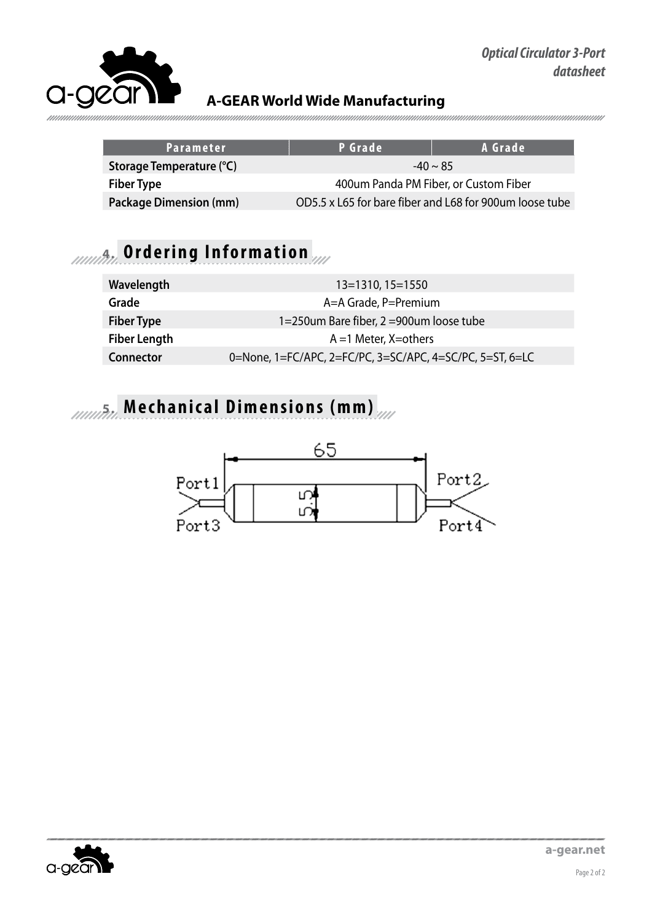| Parameter | P Grade | A Grade |
|---|---|---|
| Storage Temperature (°C) | -40 ~ 85 | |
| Fiber Type | 400um Panda PM Fiber, or Custom Fiber | |
| Package Dimension (mm) | OD5.5 x L65 for bare fiber and L68 for 900um loose tube | |

## 4. Ordering Information

| | |
|---|---|
| Wavelength | 13=1310, 15=1550 |
| Grade | A=A Grade, P=Premium |
| Fiber Type | 1=250um Bare fiber, 2 =900um loose tube |
| Fiber Length | A =1 Meter, X=others |
| Connector | 0=None, 1=FC/APC, 2=FC/PC, 3=SC/APC, 4=SC/PC, 5=ST, 6=LC |

## 5. Mechanical Dimensions (mm)

65

5.5

Port1

Port3

Port2

Port4